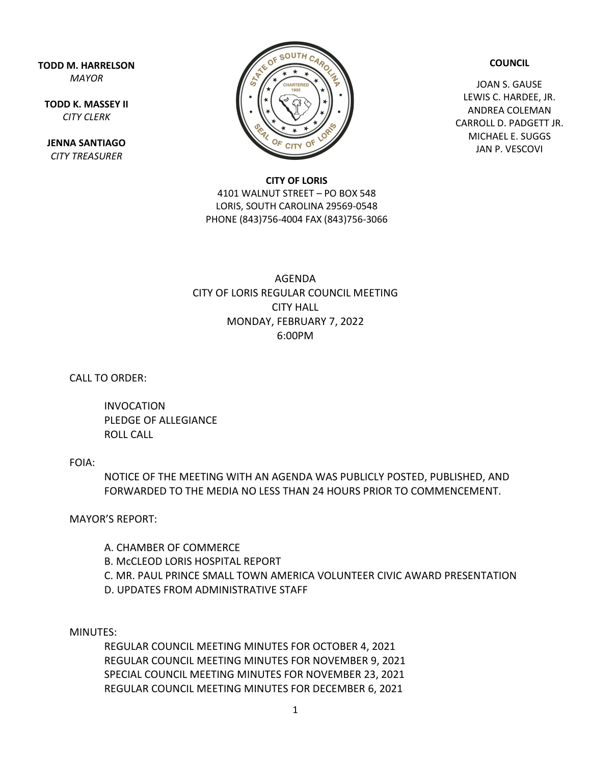**TODD M. HARRELSON**
*MAYOR*

**TODD K. MASSEY II**
*CITY CLERK*

**JENNA SANTIAGO**
*CITY TREASURER*

**COUNCIL**

JOAN S. GAUSE
LEWIS C. HARDEE, JR.
ANDREA COLEMAN
CARROLL D. PADGETT JR.
MICHAEL E. SUGGS
JAN P. VESCOVI

**CITY OF LORIS**
4101 WALNUT STREET – PO BOX 548
LORIS, SOUTH CAROLINA 29569-0548
PHONE (843)756-4004 FAX (843)756-3066

AGENDA
CITY OF LORIS REGULAR COUNCIL MEETING
CITY HALL
MONDAY, FEBRUARY 7, 2022
6:00PM

CALL TO ORDER:

INVOCATION
PLEDGE OF ALLEGIANCE
ROLL CALL

FOIA:

NOTICE OF THE MEETING WITH AN AGENDA WAS PUBLICLY POSTED, PUBLISHED, AND FORWARDED TO THE MEDIA NO LESS THAN 24 HOURS PRIOR TO COMMENCEMENT.

MAYOR'S REPORT:

A. CHAMBER OF COMMERCE
B. McCLEOD LORIS HOSPITAL REPORT
C. MR. PAUL PRINCE SMALL TOWN AMERICA VOLUNTEER CIVIC AWARD PRESENTATION
D. UPDATES FROM ADMINISTRATIVE STAFF

MINUTES:

REGULAR COUNCIL MEETING MINUTES FOR OCTOBER 4, 2021
REGULAR COUNCIL MEETING MINUTES FOR NOVEMBER 9, 2021
SPECIAL COUNCIL MEETING MINUTES FOR NOVEMBER 23, 2021
REGULAR COUNCIL MEETING MINUTES FOR DECEMBER 6, 2021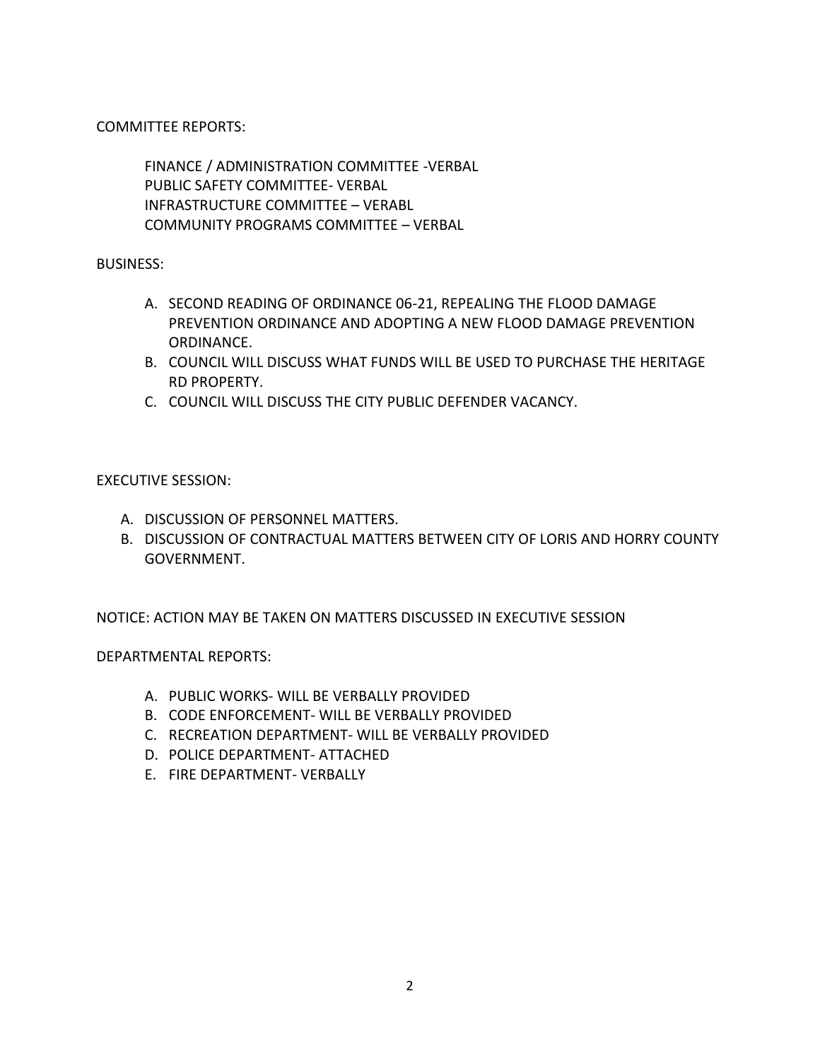COMMITTEE REPORTS:

FINANCE / ADMINISTRATION COMMITTEE -VERBAL
PUBLIC SAFETY COMMITTEE- VERBAL
INFRASTRUCTURE COMMITTEE – VERABL
COMMUNITY PROGRAMS COMMITTEE – VERBAL

BUSINESS:

A. SECOND READING OF ORDINANCE 06-21, REPEALING THE FLOOD DAMAGE PREVENTION ORDINANCE AND ADOPTING A NEW FLOOD DAMAGE PREVENTION ORDINANCE.
B. COUNCIL WILL DISCUSS WHAT FUNDS WILL BE USED TO PURCHASE THE HERITAGE RD PROPERTY.
C. COUNCIL WILL DISCUSS THE CITY PUBLIC DEFENDER VACANCY.

EXECUTIVE SESSION:

A. DISCUSSION OF PERSONNEL MATTERS.
B. DISCUSSION OF CONTRACTUAL MATTERS BETWEEN CITY OF LORIS AND HORRY COUNTY GOVERNMENT.

NOTICE: ACTION MAY BE TAKEN ON MATTERS DISCUSSED IN EXECUTIVE SESSION

DEPARTMENTAL REPORTS:

A. PUBLIC WORKS- WILL BE VERBALLY PROVIDED
B. CODE ENFORCEMENT- WILL BE VERBALLY PROVIDED
C. RECREATION DEPARTMENT- WILL BE VERBALLY PROVIDED
D. POLICE DEPARTMENT- ATTACHED
E. FIRE DEPARTMENT- VERBALLY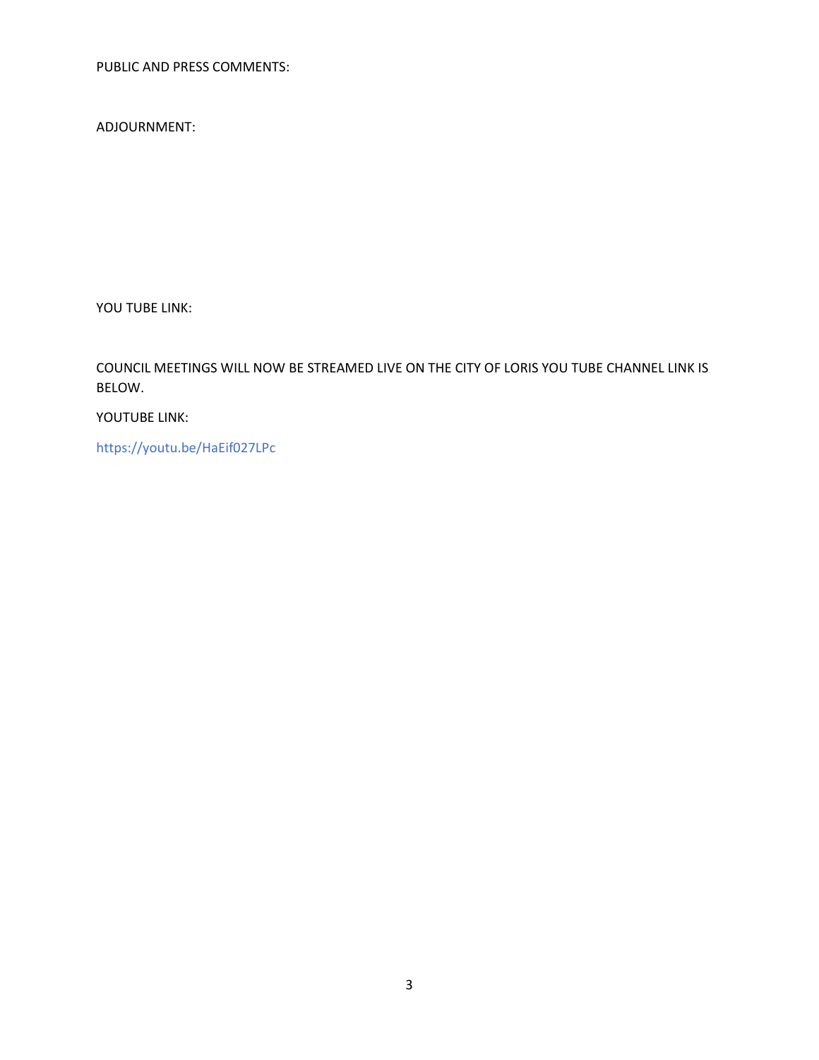PUBLIC AND PRESS COMMENTS:

ADJOURNMENT:

YOU TUBE LINK:

COUNCIL MEETINGS WILL NOW BE STREAMED LIVE ON THE CITY OF LORIS YOU TUBE CHANNEL LINK IS BELOW.

YOUTUBE LINK:

https://youtu.be/HaEif027LPc